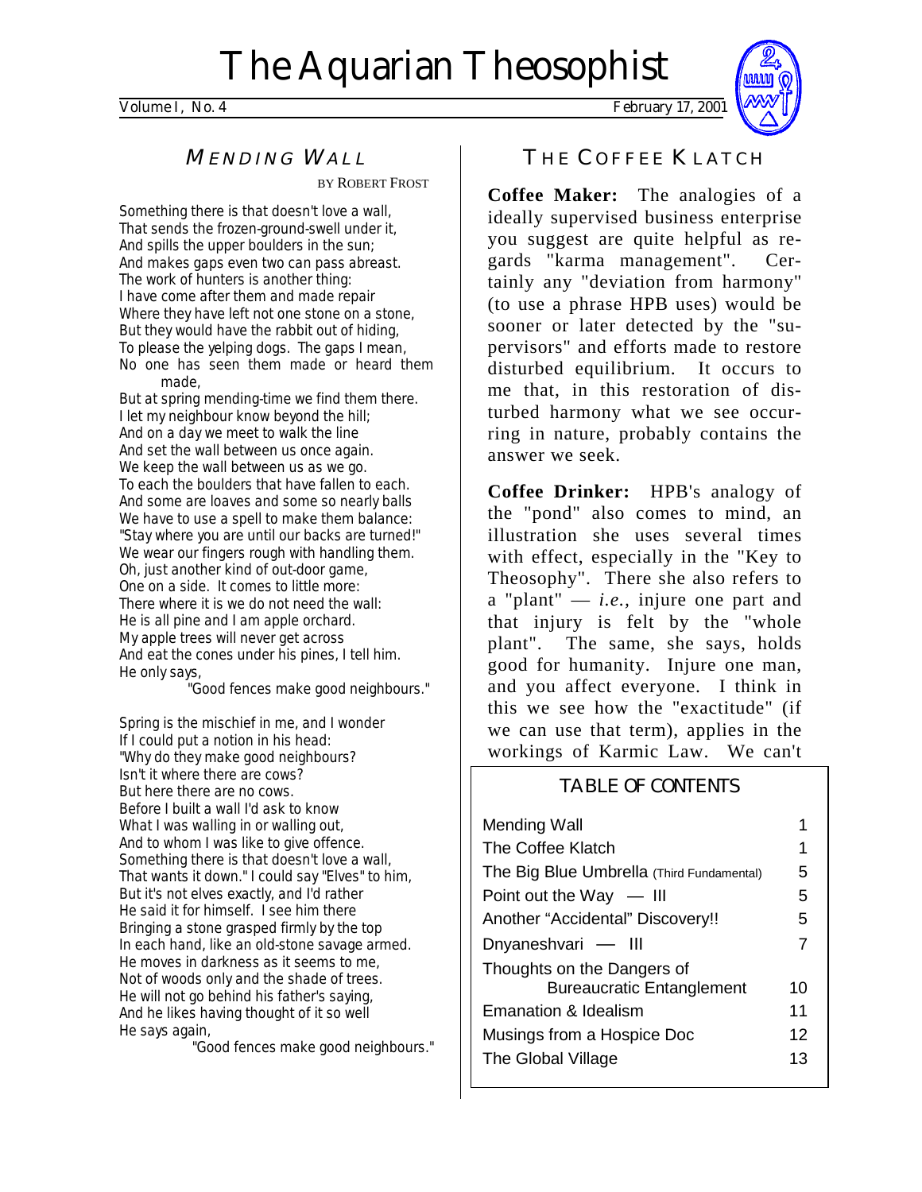# The Aquarian Theosophist

Volume I, No. 4 February 17, 2001

## MENDING WALL

BY ROBERT FROST

Something there is that doesn't love a wall,
That sends the frozen-ground-swell under it,
And spills the upper boulders in the sun;
And makes gaps even two can pass abreast.
The work of hunters is another thing:
I have come after them and made repair
Where they have left not one stone on a stone,
But they would have the rabbit out of hiding,
To please the yelping dogs. The gaps I mean,
No one has seen them made or heard them made,
But at spring mending-time we find them there.
I let my neighbour know beyond the hill;
And on a day we meet to walk the line
And set the wall between us once again.
We keep the wall between us as we go.
To each the boulders that have fallen to each.
And some are loaves and some so nearly balls
We have to use a spell to make them balance:
"Stay where you are until our backs are turned!"
We wear our fingers rough with handling them.
Oh, just another kind of out-door game,
One on a side. It comes to little more:
There where it is we do not need the wall:
He is all pine and I am apple orchard.
My apple trees will never get across
And eat the cones under his pines, I tell him.
He only says,
"Good fences make good neighbours."

Spring is the mischief in me, and I wonder
If I could put a notion in his head:
"Why do they make good neighbours?
Isn't it where there are cows?
But here there are no cows.
Before I built a wall I'd ask to know
What I was walling in or walling out,
And to whom I was like to give offence.
Something there is that doesn't love a wall,
That wants it down." I could say "Elves" to him,
But it's not elves exactly, and I'd rather
He said it for himself. I see him there
Bringing a stone grasped firmly by the top
In each hand, like an old-stone savage armed.
He moves in darkness as it seems to me,
Not of woods only and the shade of trees.
He will not go behind his father's saying,
And he likes having thought of it so well
He says again,
"Good fences make good neighbours."

## THE COFFEE KLATCH

**Coffee Maker:** The analogies of a ideally supervised business enterprise you suggest are quite helpful as regards "karma management". Certainly any "deviation from harmony" (to use a phrase HPB uses) would be sooner or later detected by the "supervisors" and efforts made to restore disturbed equilibrium. It occurs to me that, in this restoration of disturbed harmony what we see occurring in nature, probably contains the answer we seek.

**Coffee Drinker:** HPB's analogy of the "pond" also comes to mind, an illustration she uses several times with effect, especially in the "Key to Theosophy". There she also refers to a "plant" — *i.e.*, injure one part and that injury is felt by the "whole plant". The same, she says, holds good for humanity. Injure one man, and you affect everyone. I think in this we see how the "exactitude" (if we can use that term), applies in the workings of Karmic Law. We can't

### TABLE OF CONTENTS

| | |
|---|---|
| Mending Wall | 1 |
| The Coffee Klatch | 1 |
| The Big Blue Umbrella (Third Fundamental) | 5 |
| Point out the Way — III | 5 |
| Another "Accidental" Discovery!! | 5 |
| Dnyaneshvari — III | 7 |
| Thoughts on the Dangers of Bureaucratic Entanglement | 10 |
| Emanation & Idealism | 11 |
| Musings from a Hospice Doc | 12 |
| The Global Village | 13 |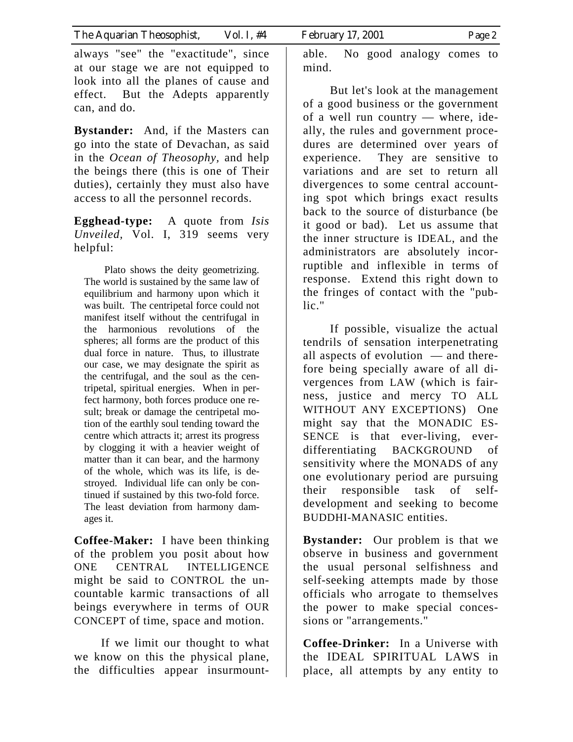always "see" the "exactitude", since at our stage we are not equipped to look into all the planes of cause and effect. But the Adepts apparently can, and do.

**Bystander:** And, if the Masters can go into the state of Devachan, as said in the *Ocean of Theosophy*, and help the beings there (this is one of Their duties), certainly they must also have access to all the personnel records.

**Egghead-type:** A quote from *Isis Unveiled*, Vol. I, 319 seems very helpful:

> Plato shows the deity geometrizing. The world is sustained by the same law of equilibrium and harmony upon which it was built. The centripetal force could not manifest itself without the centrifugal in the harmonious revolutions of the spheres; all forms are the product of this dual force in nature. Thus, to illustrate our case, we may designate the spirit as the centrifugal, and the soul as the centripetal, spiritual energies. When in perfect harmony, both forces produce one result; break or damage the centripetal motion of the earthly soul tending toward the centre which attracts it; arrest its progress by clogging it with a heavier weight of matter than it can bear, and the harmony of the whole, which was its life, is destroyed. Individual life can only be continued if sustained by this two-fold force. The least deviation from harmony damages it.

**Coffee-Maker:** I have been thinking of the problem you posit about how ONE CENTRAL INTELLIGENCE might be said to CONTROL the uncountable karmic transactions of all beings everywhere in terms of OUR CONCEPT of time, space and motion.

If we limit our thought to what we know on this the physical plane, the difficulties appear insurmountable. No good analogy comes to mind.

But let's look at the management of a good business or the government of a well run country — where, ideally, the rules and government procedures are determined over years of experience. They are sensitive to variations and are set to return all divergences to some central accounting spot which brings exact results back to the source of disturbance (be it good or bad). Let us assume that the inner structure is IDEAL, and the administrators are absolutely incorruptible and inflexible in terms of response. Extend this right down to the fringes of contact with the "public."

If possible, visualize the actual tendrils of sensation interpenetrating all aspects of evolution — and therefore being specially aware of all divergences from LAW (which is fairness, justice and mercy TO ALL WITHOUT ANY EXCEPTIONS) One might say that the MONADIC ESSENCE is that ever-living, ever-differentiating BACKGROUND of sensitivity where the MONADS of any one evolutionary period are pursuing their responsible task of self-development and seeking to become BUDDHI-MANASIC entities.

**Bystander:** Our problem is that we observe in business and government the usual personal selfishness and self-seeking attempts made by those officials who arrogate to themselves the power to make special concessions or "arrangements."

**Coffee-Drinker:** In a Universe with the IDEAL SPIRITUAL LAWS in place, all attempts by any entity to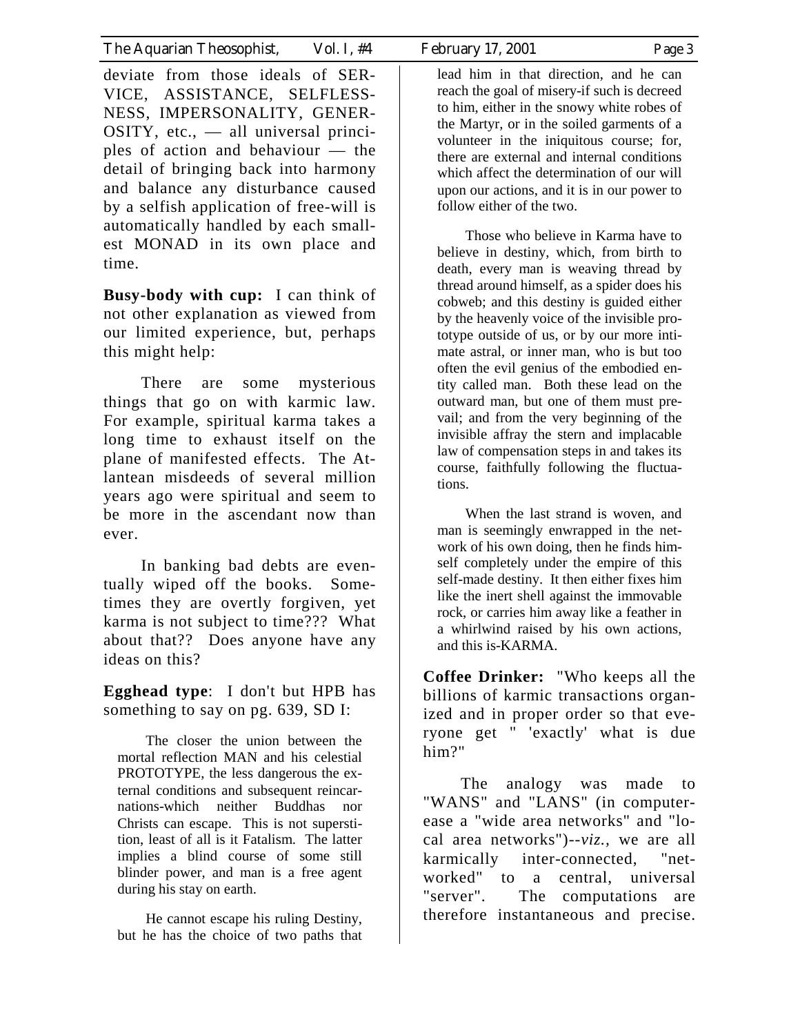deviate from those ideals of SERVICE, ASSISTANCE, SELFLESSNESS, IMPERSONALITY, GENEROSITY, etc., — all universal principles of action and behaviour — the detail of bringing back into harmony and balance any disturbance caused by a selfish application of free-will is automatically handled by each smallest MONAD in its own place and time.

**Busy-body with cup:** I can think of not other explanation as viewed from our limited experience, but, perhaps this might help:

There are some mysterious things that go on with karmic law. For example, spiritual karma takes a long time to exhaust itself on the plane of manifested effects. The Atlantean misdeeds of several million years ago were spiritual and seem to be more in the ascendant now than ever.

In banking bad debts are eventually wiped off the books. Sometimes they are overtly forgiven, yet karma is not subject to time??? What about that?? Does anyone have any ideas on this?

**Egghead type**: I don't but HPB has something to say on pg. 639, SD I:

> The closer the union between the mortal reflection MAN and his celestial PROTOTYPE, the less dangerous the external conditions and subsequent reincarnations-which neither Buddhas nor Christs can escape. This is not superstition, least of all is it Fatalism. The latter implies a blind course of some still blinder power, and man is a free agent during his stay on earth.
>
> He cannot escape his ruling Destiny, but he has the choice of two paths that lead him in that direction, and he can reach the goal of misery-if such is decreed to him, either in the snowy white robes of the Martyr, or in the soiled garments of a volunteer in the iniquitous course; for, there are external and internal conditions which affect the determination of our will upon our actions, and it is in our power to follow either of the two.
>
> Those who believe in Karma have to believe in destiny, which, from birth to death, every man is weaving thread by thread around himself, as a spider does his cobweb; and this destiny is guided either by the heavenly voice of the invisible prototype outside of us, or by our more intimate astral, or inner man, who is but too often the evil genius of the embodied entity called man. Both these lead on the outward man, but one of them must prevail; and from the very beginning of the invisible affray the stern and implacable law of compensation steps in and takes its course, faithfully following the fluctuations.
>
> When the last strand is woven, and man is seemingly enwrapped in the network of his own doing, then he finds himself completely under the empire of this self-made destiny. It then either fixes him like the inert shell against the immovable rock, or carries him away like a feather in a whirlwind raised by his own actions, and this is-KARMA.

**Coffee Drinker:** "Who keeps all the billions of karmic transactions organized and in proper order so that everyone get " 'exactly' what is due him?"

The analogy was made to "WANS" and "LANS" (in computer-ease a "wide area networks" and "local area networks")--*viz.*, we are all karmically inter-connected, "networked" to a central, universal "server". The computations are therefore instantaneous and precise.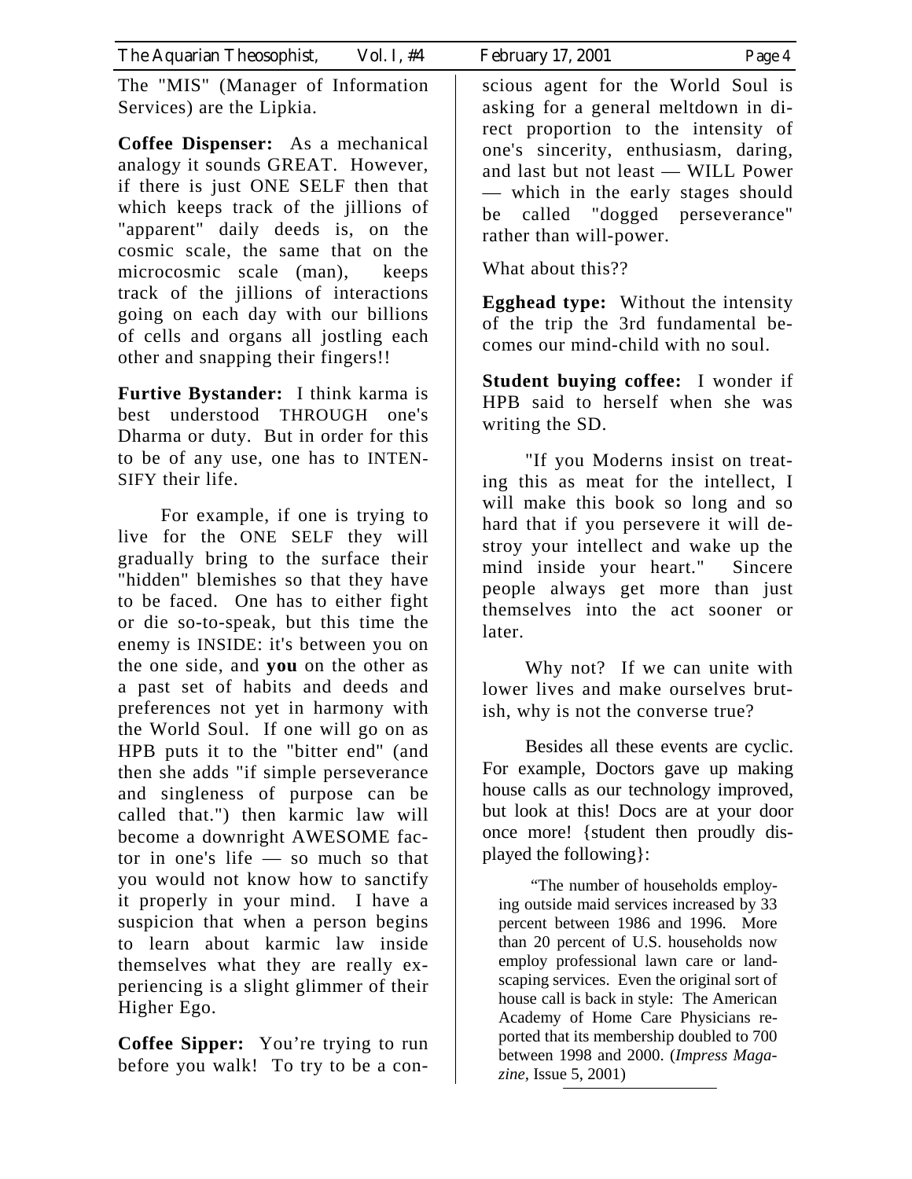The "MIS" (Manager of Information Services) are the Lipkia.

**Coffee Dispenser:** As a mechanical analogy it sounds GREAT. However, if there is just ONE SELF then that which keeps track of the jillions of "apparent" daily deeds is, on the cosmic scale, the same that on the microcosmic scale (man), keeps track of the jillions of interactions going on each day with our billions of cells and organs all jostling each other and snapping their fingers!!

**Furtive Bystander:** I think karma is best understood THROUGH one's Dharma or duty. But in order for this to be of any use, one has to INTENSIFY their life.

For example, if one is trying to live for the ONE SELF they will gradually bring to the surface their "hidden" blemishes so that they have to be faced. One has to either fight or die so-to-speak, but this time the enemy is INSIDE: it's between you on the one side, and **you** on the other as a past set of habits and deeds and preferences not yet in harmony with the World Soul. If one will go on as HPB puts it to the "bitter end" (and then she adds "if simple perseverance and singleness of purpose can be called that.") then karmic law will become a downright AWESOME factor in one's life — so much so that you would not know how to sanctify it properly in your mind. I have a suspicion that when a person begins to learn about karmic law inside themselves what they are really experiencing is a slight glimmer of their Higher Ego.

**Coffee Sipper:** You're trying to run before you walk! To try to be a conscious agent for the World Soul is asking for a general meltdown in direct proportion to the intensity of one's sincerity, enthusiasm, daring, and last but not least — WILL Power — which in the early stages should be called "dogged perseverance" rather than will-power.

What about this??

**Egghead type:** Without the intensity of the trip the 3rd fundamental becomes our mind-child with no soul.

**Student buying coffee:** I wonder if HPB said to herself when she was writing the SD.

"If you Moderns insist on treating this as meat for the intellect, I will make this book so long and so hard that if you persevere it will destroy your intellect and wake up the mind inside your heart." Sincere people always get more than just themselves into the act sooner or later.

Why not? If we can unite with lower lives and make ourselves brutish, why is not the converse true?

Besides all these events are cyclic. For example, Doctors gave up making house calls as our technology improved, but look at this! Docs are at your door once more! {student then proudly displayed the following}:

> "The number of households employing outside maid services increased by 33 percent between 1986 and 1996. More than 20 percent of U.S. households now employ professional lawn care or landscaping services. Even the original sort of house call is back in style: The American Academy of Home Care Physicians reported that its membership doubled to 700 between 1998 and 2000. (*Impress Magazine*, Issue 5, 2001)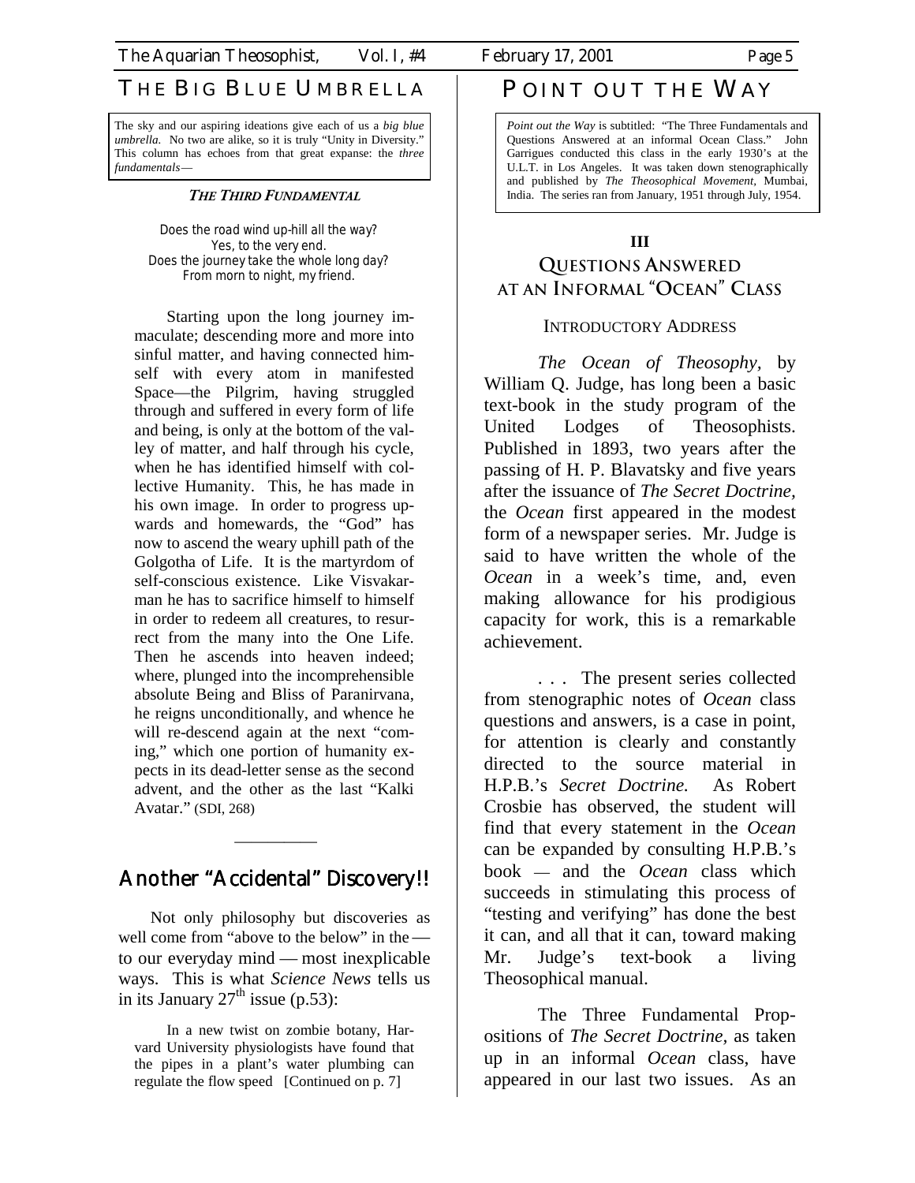## THE BIG BLUE UMBRELLA

The sky and our aspiring ideations give each of us a *big blue umbrella.* No two are alike, so it is truly "Unity in Diversity." This column has echoes from that great expanse: the *three fundamentals*—

### *THE THIRD FUNDAMENTAL*

*Does the road wind up-hill all the way?*
*Yes, to the very end.*
*Does the journey take the whole long day?*
*From morn to night, my friend.*

Starting upon the long journey immaculate; descending more and more into sinful matter, and having connected himself with every atom in manifested Space—the Pilgrim, having struggled through and suffered in every form of life and being, is only at the bottom of the valley of matter, and half through his cycle, when he has identified himself with collective Humanity. This, he has made in his own image. In order to progress upwards and homewards, the "God" has now to ascend the weary uphill path of the Golgotha of Life. It is the martyrdom of self-conscious existence. Like Visvakarman he has to sacrifice himself to himself in order to redeem all creatures, to resurrect from the many into the One Life. Then he ascends into heaven indeed; where, plunged into the incomprehensible absolute Being and Bliss of Paranirvana, he reigns unconditionally, and whence he will re-descend again at the next "coming," which one portion of humanity expects in its dead-letter sense as the second advent, and the other as the last "Kalki Avatar." (SDI, 268)

---

## Another "Accidental" Discovery!!

Not only philosophy but discoveries as well come from "above to the below" in the — to our everyday mind — most inexplicable ways. This is what *Science News* tells us in its January 27th issue (p.53):

> In a new twist on zombie botany, Harvard University physiologists have found that the pipes in a plant's water plumbing can regulate the flow speed [Continued on p. 7]

## POINT OUT THE WAY

*Point out the Way* is subtitled: "The Three Fundamentals and Questions Answered at an informal Ocean Class." John Garrigues conducted this class in the early 1930's at the U.L.T. in Los Angeles. It was taken down stenographically and published by *The Theosophical Movement*, Mumbai, India. The series ran from January, 1951 through July, 1954.

### III

### QUESTIONS ANSWERED AT AN INFORMAL "OCEAN" CLASS

#### INTRODUCTORY ADDRESS

*The Ocean of Theosophy*, by William Q. Judge, has long been a basic text-book in the study program of the United Lodges of Theosophists. Published in 1893, two years after the passing of H. P. Blavatsky and five years after the issuance of *The Secret Doctrine*, the *Ocean* first appeared in the modest form of a newspaper series. Mr. Judge is said to have written the whole of the *Ocean* in a week's time, and, even making allowance for his prodigious capacity for work, this is a remarkable achievement.

. . . The present series collected from stenographic notes of *Ocean* class questions and answers, is a case in point, for attention is clearly and constantly directed to the source material in H.P.B.'s *Secret Doctrine.* As Robert Crosbie has observed, the student will find that every statement in the *Ocean* can be expanded by consulting H.P.B.'s book — and the *Ocean* class which succeeds in stimulating this process of "testing and verifying" has done the best it can, and all that it can, toward making Mr. Judge's text-book a living Theosophical manual.

The Three Fundamental Propositions of *The Secret Doctrine,* as taken up in an informal *Ocean* class, have appeared in our last two issues. As an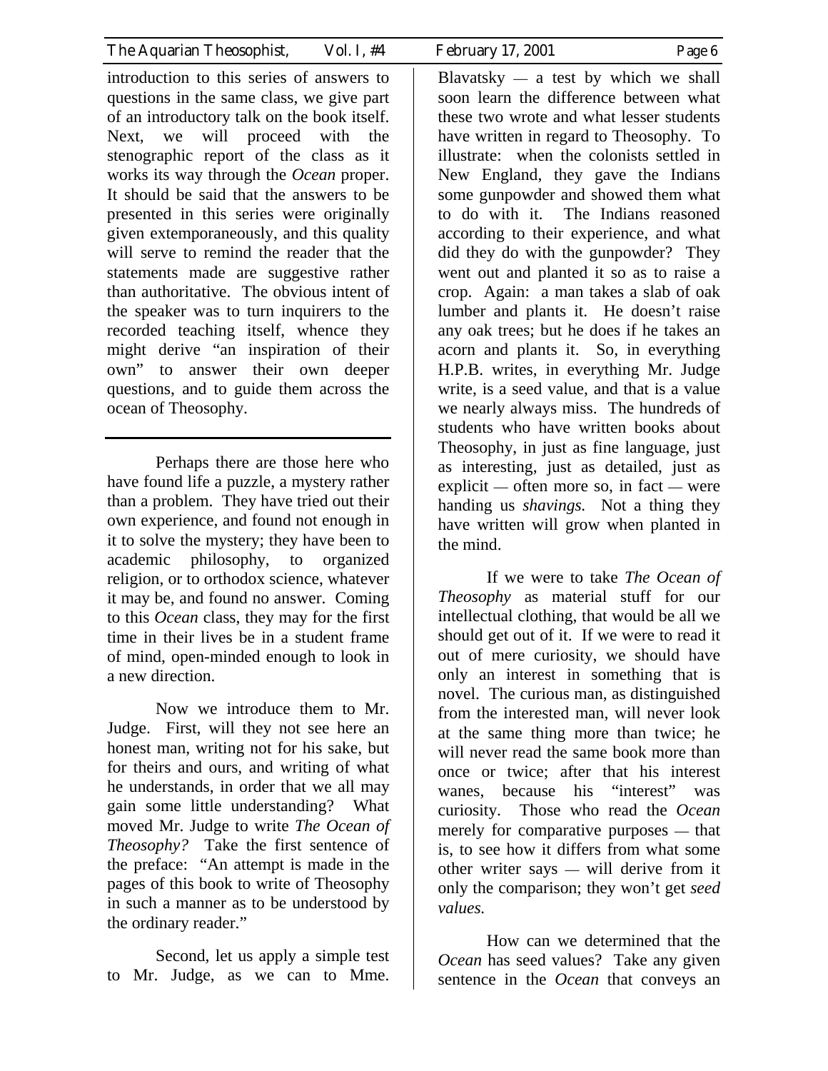introduction to this series of answers to questions in the same class, we give part of an introductory talk on the book itself. Next, we will proceed with the stenographic report of the class as it works its way through the *Ocean* proper. It should be said that the answers to be presented in this series were originally given extemporaneously, and this quality will serve to remind the reader that the statements made are suggestive rather than authoritative. The obvious intent of the speaker was to turn inquirers to the recorded teaching itself, whence they might derive "an inspiration of their own" to answer their own deeper questions, and to guide them across the ocean of Theosophy.

---

Perhaps there are those here who have found life a puzzle, a mystery rather than a problem. They have tried out their own experience, and found not enough in it to solve the mystery; they have been to academic philosophy, to organized religion, or to orthodox science, whatever it may be, and found no answer. Coming to this *Ocean* class, they may for the first time in their lives be in a student frame of mind, open-minded enough to look in a new direction.

Now we introduce them to Mr. Judge. First, will they not see here an honest man, writing not for his sake, but for theirs and ours, and writing of what he understands, in order that we all may gain some little understanding? What moved Mr. Judge to write *The Ocean of Theosophy?* Take the first sentence of the preface: "An attempt is made in the pages of this book to write of Theosophy in such a manner as to be understood by the ordinary reader."

Second, let us apply a simple test to Mr. Judge, as we can to Mme. Blavatsky — a test by which we shall soon learn the difference between what these two wrote and what lesser students have written in regard to Theosophy. To illustrate: when the colonists settled in New England, they gave the Indians some gunpowder and showed them what to do with it. The Indians reasoned according to their experience, and what did they do with the gunpowder? They went out and planted it so as to raise a crop. Again: a man takes a slab of oak lumber and plants it. He doesn't raise any oak trees; but he does if he takes an acorn and plants it. So, in everything H.P.B. writes, in everything Mr. Judge write, is a seed value, and that is a value we nearly always miss. The hundreds of students who have written books about Theosophy, in just as fine language, just as interesting, just as detailed, just as explicit — often more so, in fact — were handing us *shavings.* Not a thing they have written will grow when planted in the mind.

If we were to take *The Ocean of Theosophy* as material stuff for our intellectual clothing, that would be all we should get out of it. If we were to read it out of mere curiosity, we should have only an interest in something that is novel. The curious man, as distinguished from the interested man, will never look at the same thing more than twice; he will never read the same book more than once or twice; after that his interest wanes, because his "interest" was curiosity. Those who read the *Ocean* merely for comparative purposes — that is, to see how it differs from what some other writer says — will derive from it only the comparison; they won't get *seed values.*

How can we determined that the *Ocean* has seed values? Take any given sentence in the *Ocean* that conveys an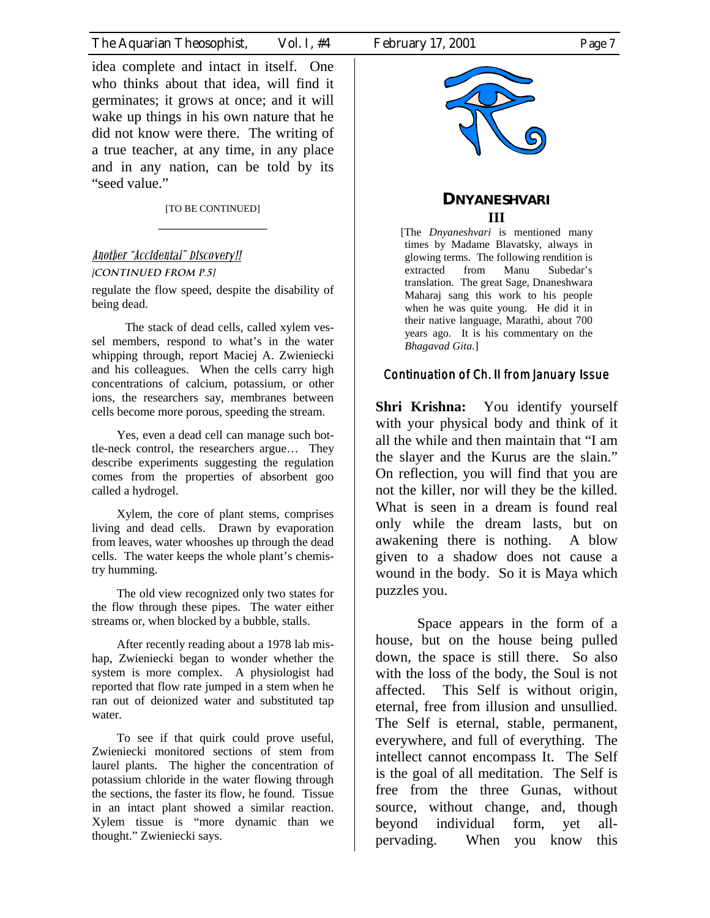idea complete and intact in itself. One who thinks about that idea, will find it germinates; it grows at once; and it will wake up things in his own nature that he did not know were there. The writing of a true teacher, at any time, in any place and in any nation, can be told by its "seed value."

[TO BE CONTINUED]

---

### *Another "Accidental" Discovery!!*

*[CONTINUED FROM P.5]*

regulate the flow speed, despite the disability of being dead.

The stack of dead cells, called xylem vessel members, respond to what's in the water whipping through, report Maciej A. Zwieniecki and his colleagues. When the cells carry high concentrations of calcium, potassium, or other ions, the researchers say, membranes between cells become more porous, speeding the stream.

Yes, even a dead cell can manage such bottle-neck control, the researchers argue… They describe experiments suggesting the regulation comes from the properties of absorbent goo called a hydrogel.

Xylem, the core of plant stems, comprises living and dead cells. Drawn by evaporation from leaves, water whooshes up through the dead cells. The water keeps the whole plant's chemistry humming.

The old view recognized only two states for the flow through these pipes. The water either streams or, when blocked by a bubble, stalls.

After recently reading about a 1978 lab mishap, Zwieniecki began to wonder whether the system is more complex. A physiologist had reported that flow rate jumped in a stem when he ran out of deionized water and substituted tap water.

To see if that quirk could prove useful, Zwieniecki monitored sections of stem from laurel plants. The higher the concentration of potassium chloride in the water flowing through the sections, the faster its flow, he found. Tissue in an intact plant showed a similar reaction. Xylem tissue is "more dynamic than we thought." Zwieniecki says.

## DNYANESHVARI

### III

[The *Dnyaneshvari* is mentioned many times by Madame Blavatsky, always in glowing terms. The following rendition is extracted from Manu Subedar's translation. The great Sage, Dnaneshwara Maharaj sang this work to his people when he was quite young. He did it in their native language, Marathi, about 700 years ago. It is his commentary on the *Bhagavad Gita.*]

### Continuation of Ch. II from January Issue

**Shri Krishna:** You identify yourself with your physical body and think of it all the while and then maintain that "I am the slayer and the Kurus are the slain." On reflection, you will find that you are not the killer, nor will they be the killed. What is seen in a dream is found real only while the dream lasts, but on awakening there is nothing. A blow given to a shadow does not cause a wound in the body. So it is Maya which puzzles you.

Space appears in the form of a house, but on the house being pulled down, the space is still there. So also with the loss of the body, the Soul is not affected. This Self is without origin, eternal, free from illusion and unsullied. The Self is eternal, stable, permanent, everywhere, and full of everything. The intellect cannot encompass It. The Self is the goal of all meditation. The Self is free from the three Gunas, without source, without change, and, though beyond individual form, yet all-pervading. When you know this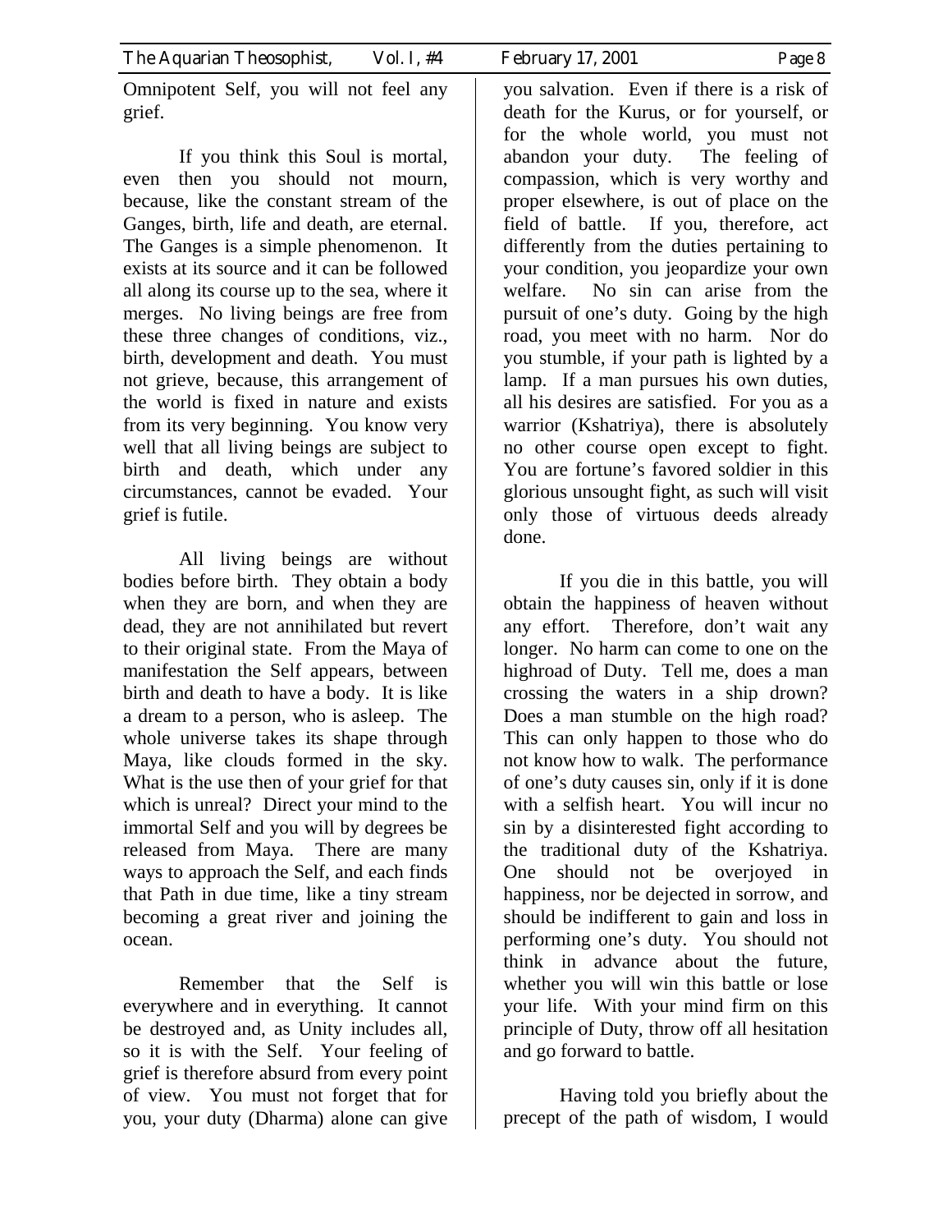Omnipotent Self, you will not feel any grief.

If you think this Soul is mortal, even then you should not mourn, because, like the constant stream of the Ganges, birth, life and death, are eternal. The Ganges is a simple phenomenon. It exists at its source and it can be followed all along its course up to the sea, where it merges. No living beings are free from these three changes of conditions, viz., birth, development and death. You must not grieve, because, this arrangement of the world is fixed in nature and exists from its very beginning. You know very well that all living beings are subject to birth and death, which under any circumstances, cannot be evaded. Your grief is futile.

All living beings are without bodies before birth. They obtain a body when they are born, and when they are dead, they are not annihilated but revert to their original state. From the Maya of manifestation the Self appears, between birth and death to have a body. It is like a dream to a person, who is asleep. The whole universe takes its shape through Maya, like clouds formed in the sky. What is the use then of your grief for that which is unreal? Direct your mind to the immortal Self and you will by degrees be released from Maya. There are many ways to approach the Self, and each finds that Path in due time, like a tiny stream becoming a great river and joining the ocean.

Remember that the Self is everywhere and in everything. It cannot be destroyed and, as Unity includes all, so it is with the Self. Your feeling of grief is therefore absurd from every point of view. You must not forget that for you, your duty (Dharma) alone can give you salvation. Even if there is a risk of death for the Kurus, or for yourself, or for the whole world, you must not abandon your duty. The feeling of compassion, which is very worthy and proper elsewhere, is out of place on the field of battle. If you, therefore, act differently from the duties pertaining to your condition, you jeopardize your own welfare. No sin can arise from the pursuit of one's duty. Going by the high road, you meet with no harm. Nor do you stumble, if your path is lighted by a lamp. If a man pursues his own duties, all his desires are satisfied. For you as a warrior (Kshatriya), there is absolutely no other course open except to fight. You are fortune's favored soldier in this glorious unsought fight, as such will visit only those of virtuous deeds already done.

If you die in this battle, you will obtain the happiness of heaven without any effort. Therefore, don't wait any longer. No harm can come to one on the highroad of Duty. Tell me, does a man crossing the waters in a ship drown? Does a man stumble on the high road? This can only happen to those who do not know how to walk. The performance of one's duty causes sin, only if it is done with a selfish heart. You will incur no sin by a disinterested fight according to the traditional duty of the Kshatriya. One should not be overjoyed in happiness, nor be dejected in sorrow, and should be indifferent to gain and loss in performing one's duty. You should not think in advance about the future, whether you will win this battle or lose your life. With your mind firm on this principle of Duty, throw off all hesitation and go forward to battle.

Having told you briefly about the precept of the path of wisdom, I would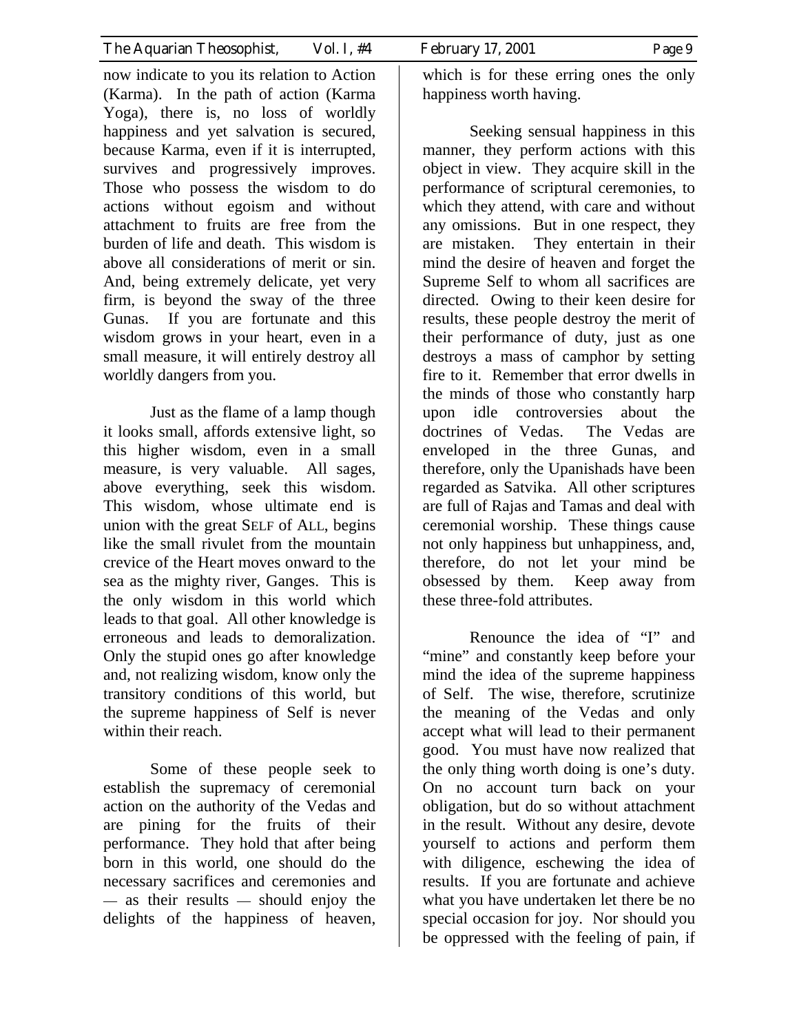now indicate to you its relation to Action (Karma). In the path of action (Karma Yoga), there is, no loss of worldly happiness and yet salvation is secured, because Karma, even if it is interrupted, survives and progressively improves. Those who possess the wisdom to do actions without egoism and without attachment to fruits are free from the burden of life and death. This wisdom is above all considerations of merit or sin. And, being extremely delicate, yet very firm, is beyond the sway of the three Gunas. If you are fortunate and this wisdom grows in your heart, even in a small measure, it will entirely destroy all worldly dangers from you.

Just as the flame of a lamp though it looks small, affords extensive light, so this higher wisdom, even in a small measure, is very valuable. All sages, above everything, seek this wisdom. This wisdom, whose ultimate end is union with the great SELF of ALL, begins like the small rivulet from the mountain crevice of the Heart moves onward to the sea as the mighty river, Ganges. This is the only wisdom in this world which leads to that goal. All other knowledge is erroneous and leads to demoralization. Only the stupid ones go after knowledge and, not realizing wisdom, know only the transitory conditions of this world, but the supreme happiness of Self is never within their reach.

Some of these people seek to establish the supremacy of ceremonial action on the authority of the Vedas and are pining for the fruits of their performance. They hold that after being born in this world, one should do the necessary sacrifices and ceremonies and — as their results — should enjoy the delights of the happiness of heaven, which is for these erring ones the only happiness worth having.

Seeking sensual happiness in this manner, they perform actions with this object in view. They acquire skill in the performance of scriptural ceremonies, to which they attend, with care and without any omissions. But in one respect, they are mistaken. They entertain in their mind the desire of heaven and forget the Supreme Self to whom all sacrifices are directed. Owing to their keen desire for results, these people destroy the merit of their performance of duty, just as one destroys a mass of camphor by setting fire to it. Remember that error dwells in the minds of those who constantly harp upon idle controversies about the doctrines of Vedas. The Vedas are enveloped in the three Gunas, and therefore, only the Upanishads have been regarded as Satvika. All other scriptures are full of Rajas and Tamas and deal with ceremonial worship. These things cause not only happiness but unhappiness, and, therefore, do not let your mind be obsessed by them. Keep away from these three-fold attributes.

Renounce the idea of "I" and "mine" and constantly keep before your mind the idea of the supreme happiness of Self. The wise, therefore, scrutinize the meaning of the Vedas and only accept what will lead to their permanent good. You must have now realized that the only thing worth doing is one's duty. On no account turn back on your obligation, but do so without attachment in the result. Without any desire, devote yourself to actions and perform them with diligence, eschewing the idea of results. If you are fortunate and achieve what you have undertaken let there be no special occasion for joy. Nor should you be oppressed with the feeling of pain, if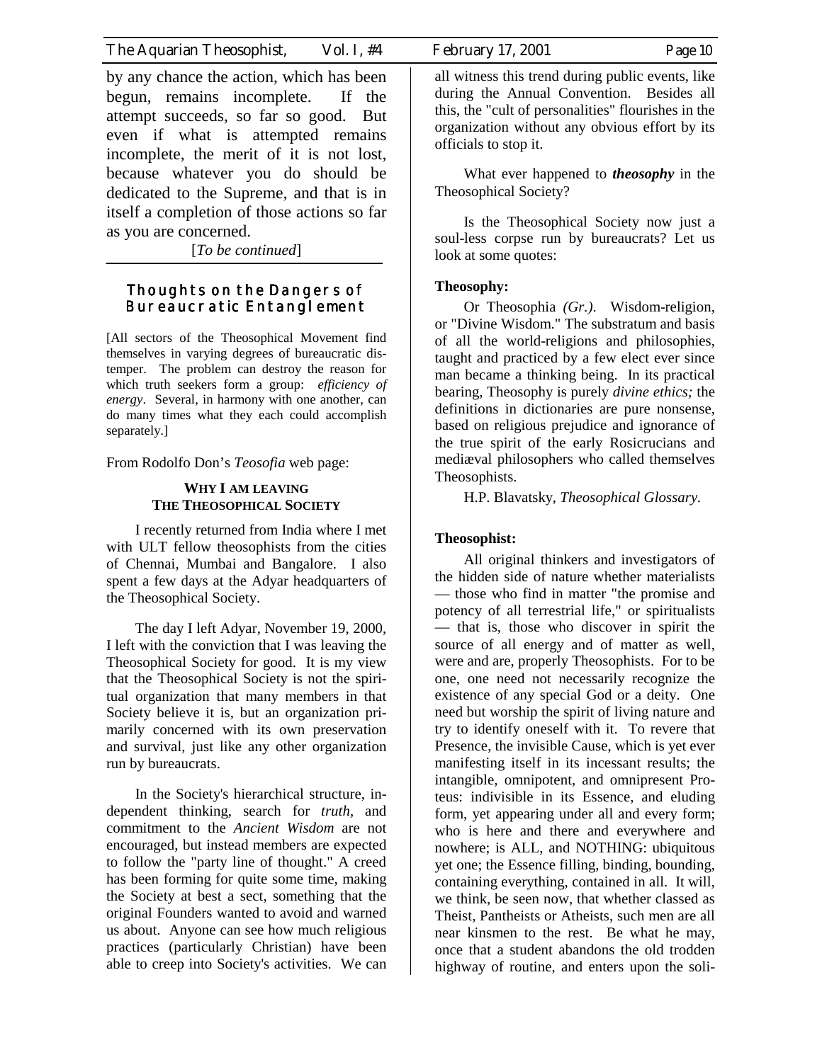by any chance the action, which has been begun, remains incomplete. If the attempt succeeds, so far so good. But even if what is attempted remains incomplete, the merit of it is not lost, because whatever you do should be dedicated to the Supreme, and that is in itself a completion of those actions so far as you are concerned.

[*To be continued*]

## Thoughts on the Dangers of Bureaucratic Entanglement

[All sectors of the Theosophical Movement find themselves in varying degrees of bureaucratic distemper. The problem can destroy the reason for which truth seekers form a group: *efficiency of energy*. Several, in harmony with one another, can do many times what they each could accomplish separately.]

From Rodolfo Don's *Teosofia* web page:

### WHY I AM LEAVING THE THEOSOPHICAL SOCIETY

I recently returned from India where I met with ULT fellow theosophists from the cities of Chennai, Mumbai and Bangalore. I also spent a few days at the Adyar headquarters of the Theosophical Society.

The day I left Adyar, November 19, 2000, I left with the conviction that I was leaving the Theosophical Society for good. It is my view that the Theosophical Society is not the spiritual organization that many members in that Society believe it is, but an organization primarily concerned with its own preservation and survival, just like any other organization run by bureaucrats.

In the Society's hierarchical structure, independent thinking, search for *truth,* and commitment to the *Ancient Wisdom* are not encouraged, but instead members are expected to follow the "party line of thought." A creed has been forming for quite some time, making the Society at best a sect, something that the original Founders wanted to avoid and warned us about. Anyone can see how much religious practices (particularly Christian) have been able to creep into Society's activities. We can all witness this trend during public events, like during the Annual Convention. Besides all this, the "cult of personalities" flourishes in the organization without any obvious effort by its officials to stop it.

What ever happened to ***theosophy*** in the Theosophical Society?

Is the Theosophical Society now just a soul-less corpse run by bureaucrats? Let us look at some quotes:

**Theosophy:**

Or Theosophia *(Gr.)*. Wisdom-religion, or "Divine Wisdom." The substratum and basis of all the world-religions and philosophies, taught and practiced by a few elect ever since man became a thinking being. In its practical bearing, Theosophy is purely *divine ethics;* the definitions in dictionaries are pure nonsense, based on religious prejudice and ignorance of the true spirit of the early Rosicrucians and mediæval philosophers who called themselves Theosophists.

H.P. Blavatsky, *Theosophical Glossary.*

**Theosophist:**

All original thinkers and investigators of the hidden side of nature whether materialists — those who find in matter "the promise and potency of all terrestrial life," or spiritualists — that is, those who discover in spirit the source of all energy and of matter as well, were and are, properly Theosophists. For to be one, one need not necessarily recognize the existence of any special God or a deity. One need but worship the spirit of living nature and try to identify oneself with it. To revere that Presence, the invisible Cause, which is yet ever manifesting itself in its incessant results; the intangible, omnipotent, and omnipresent Proteus: indivisible in its Essence, and eluding form, yet appearing under all and every form; who is here and there and everywhere and nowhere; is ALL, and NOTHING: ubiquitous yet one; the Essence filling, binding, bounding, containing everything, contained in all. It will, we think, be seen now, that whether classed as Theist, Pantheists or Atheists, such men are all near kinsmen to the rest. Be what he may, once that a student abandons the old trodden highway of routine, and enters upon the soli-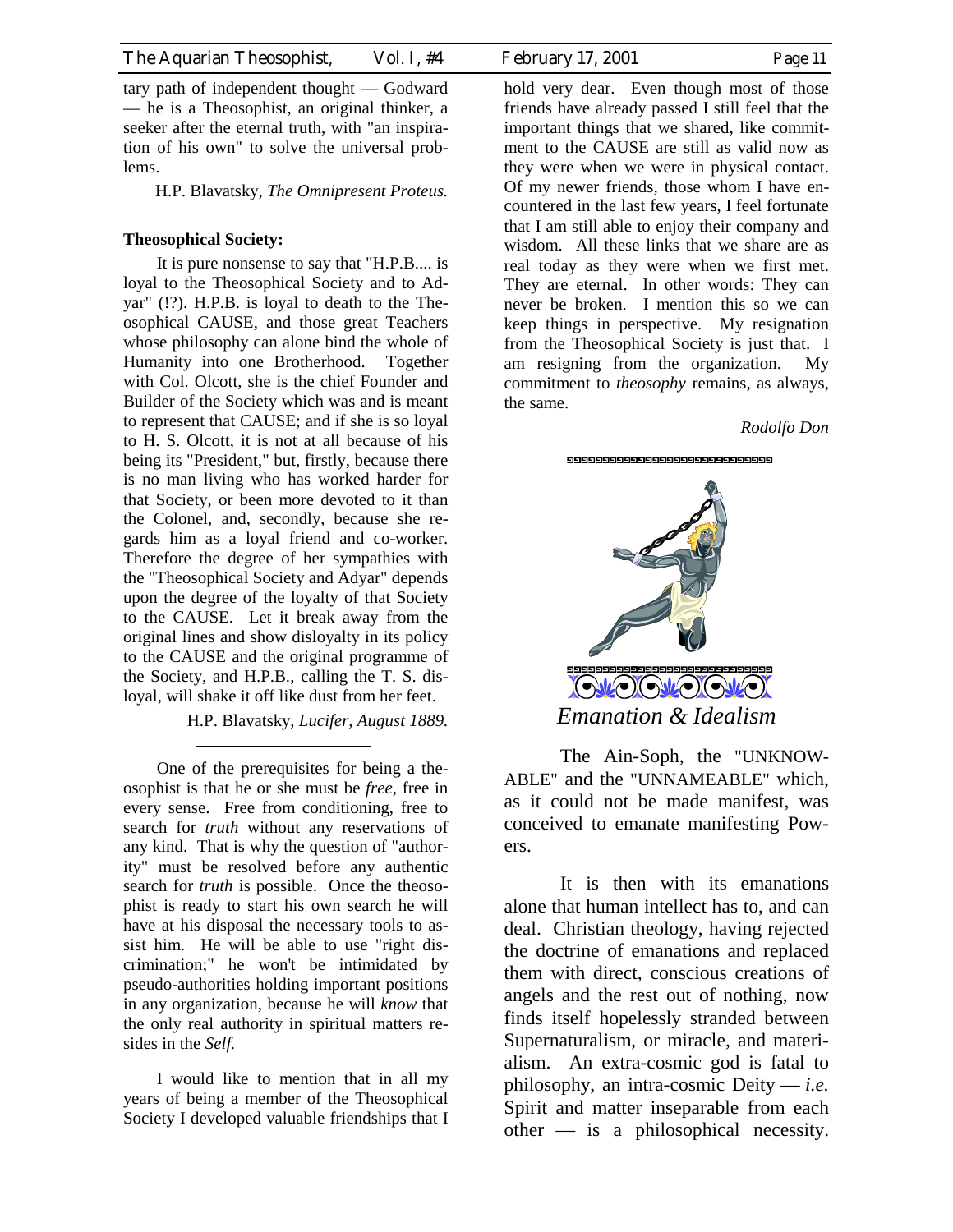tary path of independent thought — Godward — he is a Theosophist, an original thinker, a seeker after the eternal truth, with "an inspiration of his own" to solve the universal problems.

H.P. Blavatsky, *The Omnipresent Proteus.*

**Theosophical Society:**

It is pure nonsense to say that "H.P.B.... is loyal to the Theosophical Society and to Adyar" (!?). H.P.B. is loyal to death to the Theosophical CAUSE, and those great Teachers whose philosophy can alone bind the whole of Humanity into one Brotherhood. Together with Col. Olcott, she is the chief Founder and Builder of the Society which was and is meant to represent that CAUSE; and if she is so loyal to H. S. Olcott, it is not at all because of his being its "President," but, firstly, because there is no man living who has worked harder for that Society, or been more devoted to it than the Colonel, and, secondly, because she regards him as a loyal friend and co-worker. Therefore the degree of her sympathies with the "Theosophical Society and Adyar" depends upon the degree of the loyalty of that Society to the CAUSE. Let it break away from the original lines and show disloyalty in its policy to the CAUSE and the original programme of the Society, and H.P.B., calling the T. S. disloyal, will shake it off like dust from her feet.

H.P. Blavatsky, *Lucifer, August 1889.*

---

One of the prerequisites for being a theosophist is that he or she must be *free*, free in every sense. Free from conditioning, free to search for *truth* without any reservations of any kind. That is why the question of "authority" must be resolved before any authentic search for *truth* is possible. Once the theosophist is ready to start his own search he will have at his disposal the necessary tools to assist him. He will be able to use "right discrimination;" he won't be intimidated by pseudo-authorities holding important positions in any organization, because he will *know* that the only real authority in spiritual matters resides in the *Self.*

I would like to mention that in all my years of being a member of the Theosophical Society I developed valuable friendships that I hold very dear. Even though most of those friends have already passed I still feel that the important things that we shared, like commitment to the CAUSE are still as valid now as they were when we were in physical contact. Of my newer friends, those whom I have encountered in the last few years, I feel fortunate that I am still able to enjoy their company and wisdom. All these links that we share are as real today as they were when we first met. They are eternal. In other words: They can never be broken. I mention this so we can keep things in perspective. My resignation from the Theosophical Society is just that. I am resigning from the organization. My commitment to *theosophy* remains, as always, the same.

*Rodolfo Don*

## *Emanation & Idealism*

The Ain-Soph, the "UNKNOWABLE" and the "UNNAMEABLE" which, as it could not be made manifest, was conceived to emanate manifesting Powers.

It is then with its emanations alone that human intellect has to, and can deal. Christian theology, having rejected the doctrine of emanations and replaced them with direct, conscious creations of angels and the rest out of nothing, now finds itself hopelessly stranded between Supernaturalism, or miracle, and materialism. An extra-cosmic god is fatal to philosophy, an intra-cosmic Deity — *i.e.* Spirit and matter inseparable from each other — is a philosophical necessity.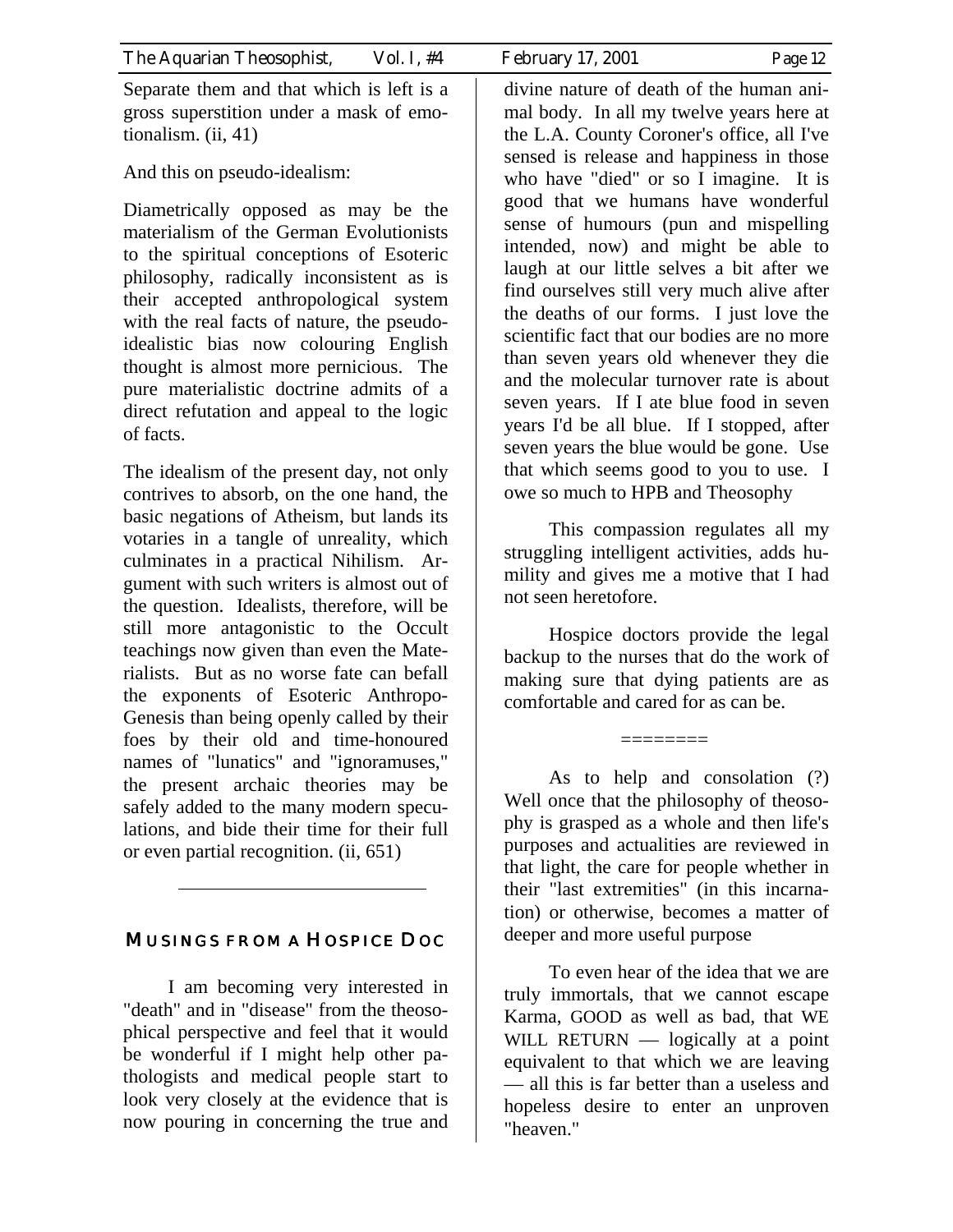Separate them and that which is left is a gross superstition under a mask of emotionalism. (ii, 41)

And this on pseudo-idealism:

Diametrically opposed as may be the materialism of the German Evolutionists to the spiritual conceptions of Esoteric philosophy, radically inconsistent as is their accepted anthropological system with the real facts of nature, the pseudo-idealistic bias now colouring English thought is almost more pernicious. The pure materialistic doctrine admits of a direct refutation and appeal to the logic of facts.

The idealism of the present day, not only contrives to absorb, on the one hand, the basic negations of Atheism, but lands its votaries in a tangle of unreality, which culminates in a practical Nihilism. Argument with such writers is almost out of the question. Idealists, therefore, will be still more antagonistic to the Occult teachings now given than even the Materialists. But as no worse fate can befall the exponents of Esoteric Anthropo-Genesis than being openly called by their foes by their old and time-honoured names of "lunatics" and "ignoramuses," the present archaic theories may be safely added to the many modern speculations, and bide their time for their full or even partial recognition. (ii, 651)

---

## MUSINGS FROM A HOSPICE DOC

I am becoming very interested in "death" and in "disease" from the theosophical perspective and feel that it would be wonderful if I might help other pathologists and medical people start to look very closely at the evidence that is now pouring in concerning the true and divine nature of death of the human animal body. In all my twelve years here at the L.A. County Coroner's office, all I've sensed is release and happiness in those who have "died" or so I imagine. It is good that we humans have wonderful sense of humours (pun and mispelling intended, now) and might be able to laugh at our little selves a bit after we find ourselves still very much alive after the deaths of our forms. I just love the scientific fact that our bodies are no more than seven years old whenever they die and the molecular turnover rate is about seven years. If I ate blue food in seven years I'd be all blue. If I stopped, after seven years the blue would be gone. Use that which seems good to you to use. I owe so much to HPB and Theosophy

This compassion regulates all my struggling intelligent activities, adds humility and gives me a motive that I had not seen heretofore.

Hospice doctors provide the legal backup to the nurses that do the work of making sure that dying patients are as comfortable and cared for as can be.

========

As to help and consolation (?) Well once that the philosophy of theosophy is grasped as a whole and then life's purposes and actualities are reviewed in that light, the care for people whether in their "last extremities" (in this incarnation) or otherwise, becomes a matter of deeper and more useful purpose

To even hear of the idea that we are truly immortals, that we cannot escape Karma, GOOD as well as bad, that WE WILL RETURN — logically at a point equivalent to that which we are leaving — all this is far better than a useless and hopeless desire to enter an unproven "heaven."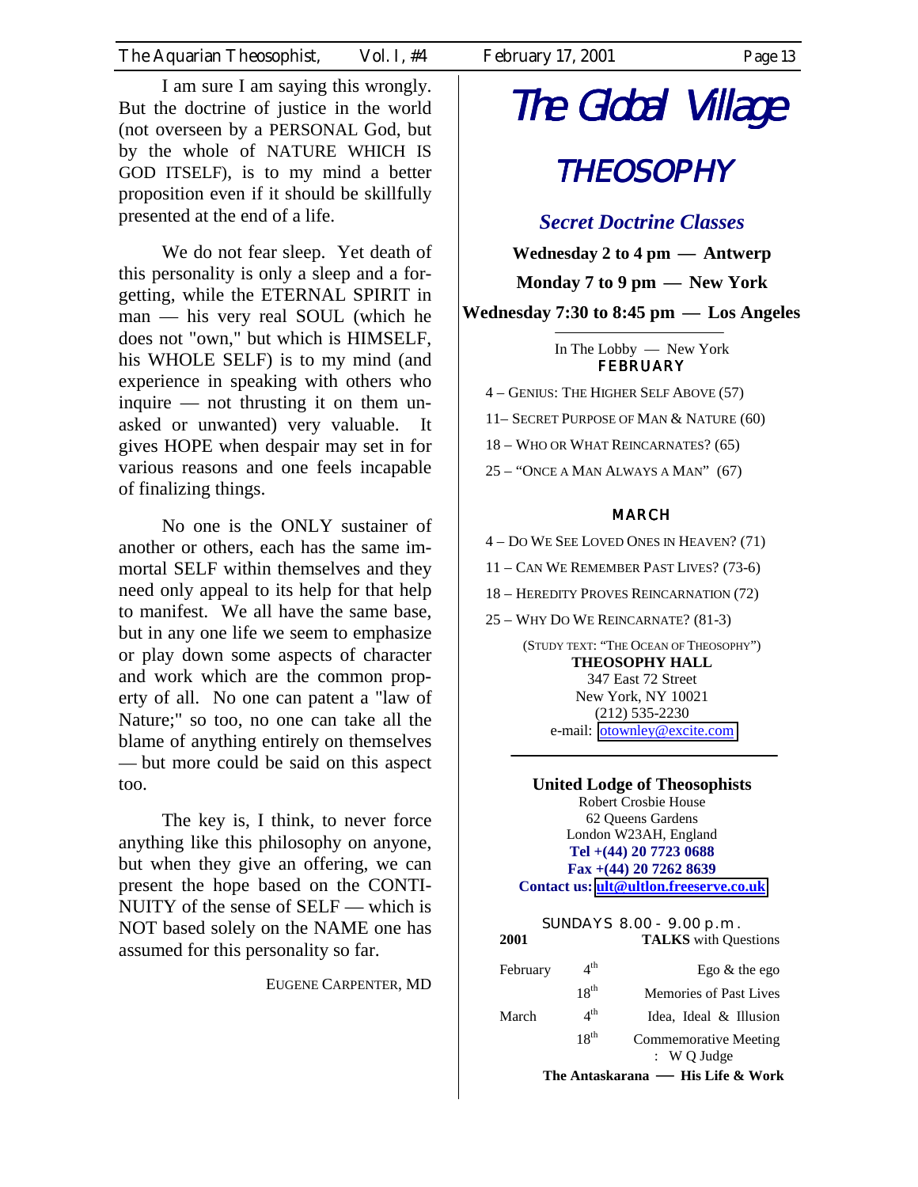I am sure I am saying this wrongly. But the doctrine of justice in the world (not overseen by a PERSONAL God, but by the whole of NATURE WHICH IS GOD ITSELF), is to my mind a better proposition even if it should be skillfully presented at the end of a life.

We do not fear sleep. Yet death of this personality is only a sleep and a forgetting, while the ETERNAL SPIRIT in man — his very real SOUL (which he does not "own," but which is HIMSELF, his WHOLE SELF) is to my mind (and experience in speaking with others who inquire — not thrusting it on them unasked or unwanted) very valuable. It gives HOPE when despair may set in for various reasons and one feels incapable of finalizing things.

No one is the ONLY sustainer of another or others, each has the same immortal SELF within themselves and they need only appeal to its help for that help to manifest. We all have the same base, but in any one life we seem to emphasize or play down some aspects of character and work which are the common property of all. No one can patent a "law of Nature;" so too, no one can take all the blame of anything entirely on themselves — but more could be said on this aspect too.

The key is, I think, to never force anything like this philosophy on anyone, but when they give an offering, we can present the hope based on the CONTINUITY of the sense of SELF — which is NOT based solely on the NAME one has assumed for this personality so far.

EUGENE CARPENTER, MD

# The Global Village

## THEOSOPHY

### *Secret Doctrine Classes*

**Wednesday 2 to 4 pm — Antwerp**

**Monday 7 to 9 pm — New York**

**Wednesday 7:30 to 8:45 pm — Los Angeles**

In The Lobby — New York

**FEBRUARY**

4 – GENIUS: THE HIGHER SELF ABOVE (57)

11– SECRET PURPOSE OF MAN & NATURE (60)

18 – WHO OR WHAT REINCARNATES? (65)

25 – "ONCE A MAN ALWAYS A MAN" (67)

**MARCH**

4 – DO WE SEE LOVED ONES IN HEAVEN? (71)

11 – CAN WE REMEMBER PAST LIVES? (73-6)

18 – HEREDITY PROVES REINCARNATION (72)

25 – WHY DO WE REINCARNATE? (81-3)

(STUDY TEXT: "THE OCEAN OF THEOSOPHY")

**THEOSOPHY HALL**
347 East 72 Street
New York, NY 10021
(212) 535-2230
e-mail: otownley@excite.com

---

**United Lodge of Theosophists**
Robert Crosbie House
62 Queens Gardens
London W23AH, England
**Tel +(44) 20 7723 0688**
**Fax +(44) 20 7262 8639**
**Contact us: ult@ultlon.freeserve.co.uk**

SUNDAYS 8.00 - 9.00 p.m.

| 2001 | | **TALKS** with Questions |
|---|---|---|
| February | 4th | Ego & the ego |
| | 18th | Memories of Past Lives |
| March | 4th | Idea, Ideal & Illusion |
| | 18th | Commemorative Meeting : W Q Judge |

**The Antaskarana — His Life & Work**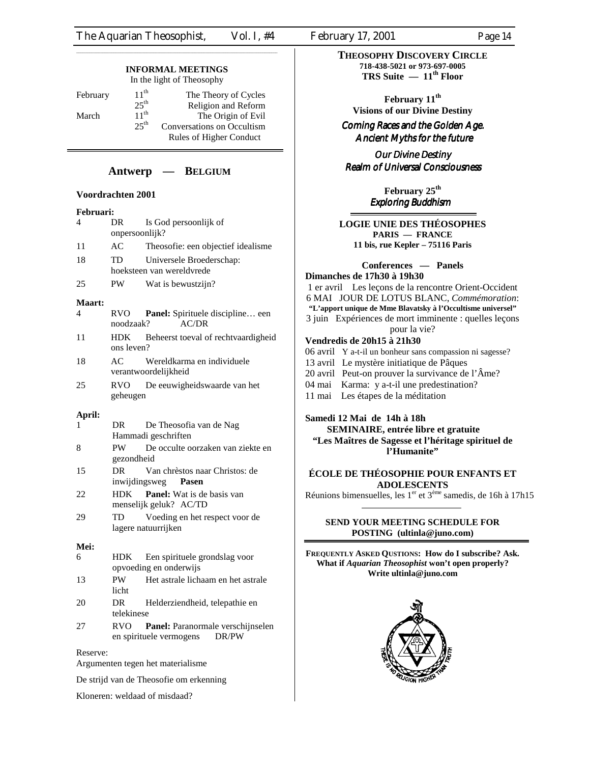**INFORMAL MEETINGS**
In the light of Theosophy

| | | |
|---|---|---|
| February | 11th | The Theory of Cycles |
| | 25th | Religion and Reform |
| March | 11th | The Origin of Evil |
| | 25th | Conversations on Occultism |
| | | Rules of Higher Conduct |

## Antwerp — BELGIUM

**Voordrachten 2001**

**Februari:**

| | | |
|---|---|---|
| 4 | DR | Is God persoonlijk of onpersoonlijk? |
| 11 | AC | Theosofie: een objectief idealisme |
| 18 | TD | Universele Broederschap: hoeksteen van wereldvrede |
| 25 | PW | Wat is bewustzijn? |

**Maart:**

| | | |
|---|---|---|
| 4 | RVO | **Panel:** Spirituele discipline… een noodzaak? AC/DR |
| 11 | HDK | Beheerst toeval of rechtvaardigheid ons leven? |
| 18 | AC | Wereldkarma en individuele verantwoordelijkheid |
| 25 | RVO | De eeuwigheidswaarde van het geheugen |

**April:**

| | | |
|---|---|---|
| 1 | DR | De Theosofia van de Nag Hammadi geschriften |
| 8 | PW | De occulte oorzaken van ziekte en gezondheid |
| 15 | DR | Van chrèstos naar Christos: de inwijdingsweg **Pasen** |
| 22 | HDK | **Panel:** Wat is de basis van menselijk geluk? AC/TD |
| 29 | TD | Voeding en het respect voor de lagere natuurrijken |

**Mei:**

| | | |
|---|---|---|
| 6 | HDK | Een spirituele grondslag voor opvoeding en onderwijs |
| 13 | PW | Het astrale lichaam en het astrale licht |
| 20 | DR | Helderziendheid, telepathie en telekinese |
| 27 | RVO | **Panel:** Paranormale verschijnselen en spirituele vermogens DR/PW |

Reserve:

Argumenten tegen het materialisme

De strijd van de Theosofie om erkenning

Kloneren: weldaad of misdaad?

**THEOSOPHY DISCOVERY CIRCLE**
**718-438-5021 or 973-697-0005**
**TRS Suite — 11th Floor**

**February 11th**
**Visions of our Divine Destiny**
*Coming Races and the Golden Age.*
*Ancient Myths for the future*

*Our Divine Destiny*
*Realm of Universal Consciousness*

**February 25th**
*Exploring Buddhism*

**LOGIE UNIE DES THÉOSOPHES**
**PARIS — FRANCE**
**11 bis, rue Kepler – 75116 Paris**

**Conferences — Panels**

**Dimanches de 17h30 à 19h30**

1 er avril Les leçons de la rencontre Orient-Occident
6 MAI JOUR DE LOTUS BLANC, *Commémoration*: **"L'apport unique de Mme Blavatsky à l'Occultisme universel"**
3 juin Expériences de mort imminente : quelles leçons pour la vie?

**Vendredis de 20h15 à 21h30**

06 avril Y a-t-il un bonheur sans compassion ni sagesse?
13 avril Le mystère initiatique de Pâques
20 avril Peut-on prouver la survivance de l'Âme?
04 mai Karma: y a-t-il une predestination?
11 mai Les étapes de la méditation

**Samedi 12 Mai de 14h à 18h**
**SEMINAIRE, entrée libre et gratuite**
**"Les Maîtres de Sagesse et l'héritage spirituel de l'Humanite"**

**ÉCOLE DE THÉOSOPHIE POUR ENFANTS ET ADOLESCENTS**
Réunions bimensuelles, les 1er et 3ème samedis, de 16h à 17h15

**SEND YOUR MEETING SCHEDULE FOR POSTING (ultinla@juno.com)**

**FREQUENTLY ASKED QUESTIONS: How do I subscribe? Ask. What if *Aquarian Theosophist* won't open properly? Write ultinla@juno.com**

THERE IS NO RELIGION HIGHER THAN TRUTH